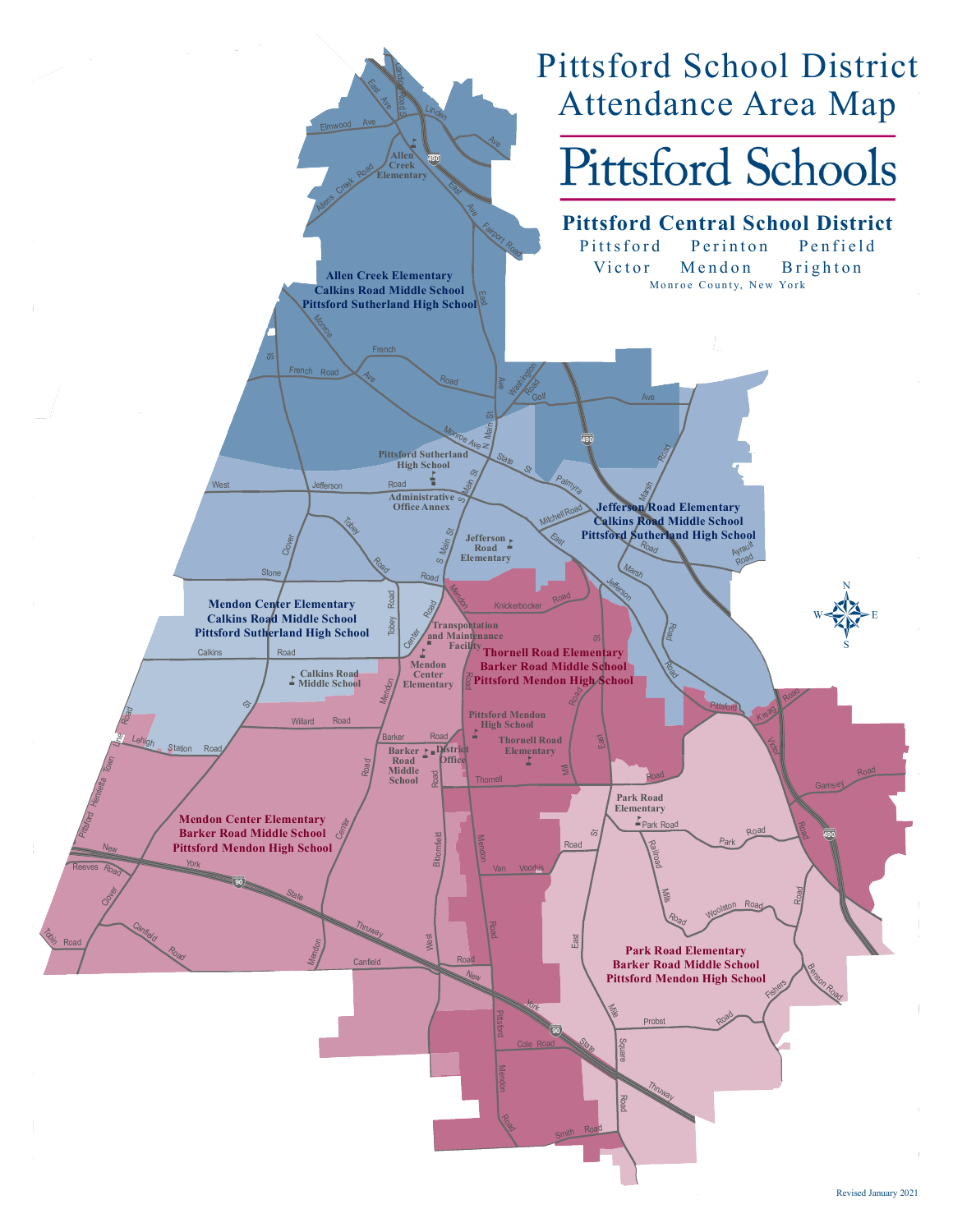# Pittsford School District Attendance Area Map

# Pittsford Schools

## Pittsford Central School District

Pittsford Perinton Penfield
Victor Mendon Brighton
Monroe County, New York

**Allen Creek Elementary**
**Calkins Road Middle School**
**Pittsford Sutherland High School**

**Jefferson Road Elementary**
**Calkins Road Middle School**
**Pittsford Sutherland High School**

**Mendon Center Elementary**
**Calkins Road Middle School**
**Pittsford Sutherland High School**

**Thornell Road Elementary**
**Barker Road Middle School**
**Pittsford Mendon High School**

**Mendon Center Elementary**
**Barker Road Middle School**
**Pittsford Mendon High School**

**Park Road Elementary**
**Barker Road Middle School**
**Pittsford Mendon High School**

Allen Creek Elementary
Pittsford Sutherland High School
Administrative Office Annex
Jefferson Road Elementary
Transportation and Maintenance Facility
Mendon Center Elementary
Calkins Road Middle School
Pittsford Mendon High School
Thornell Road Elementary
Barker Road Middle School
District Office
Park Road Elementary

Revised January 2021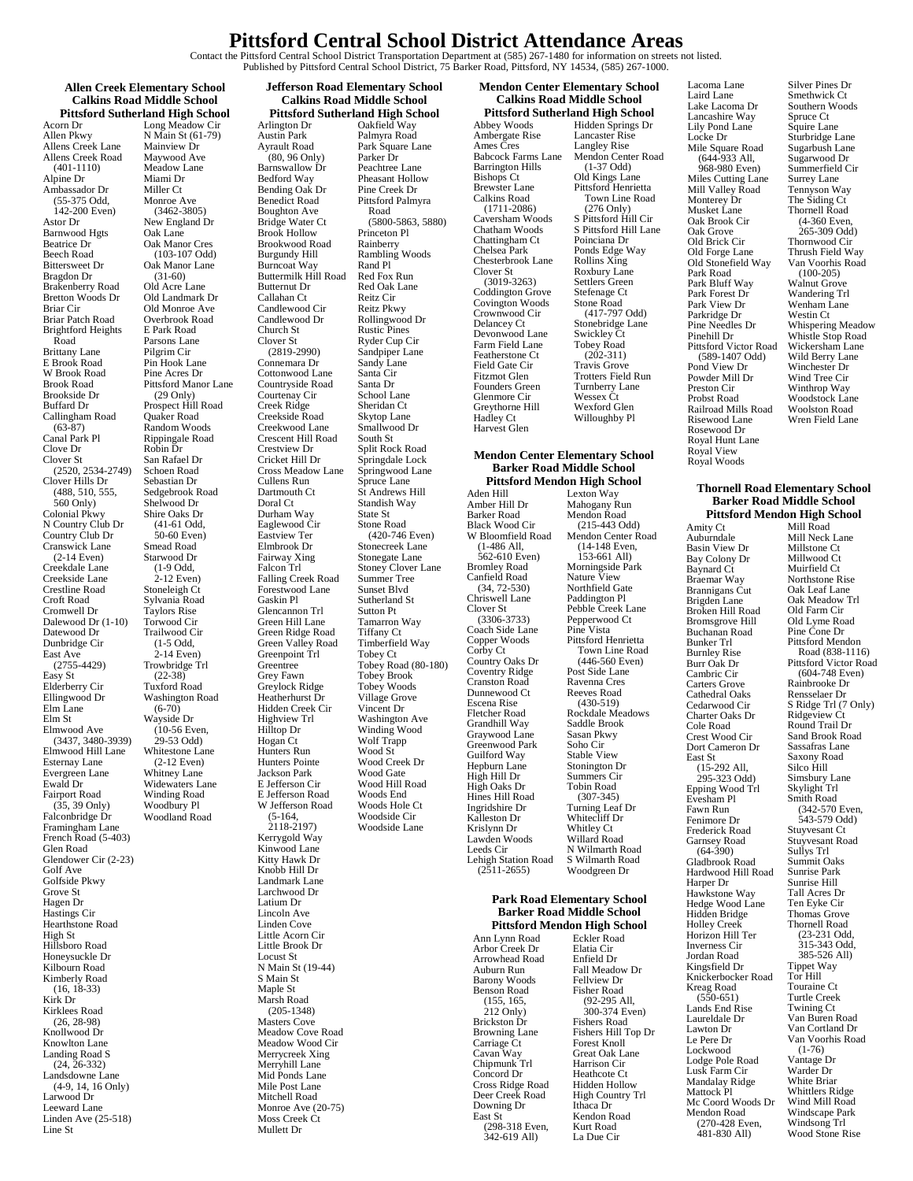# Pittsford Central School District Attendance Areas

Contact the Pittsford Central School District Transportation Department at (585) 267-1480 for information on streets not listed.
Published by Pittsford Central School District, 75 Barker Road, Pittsford, NY 14534, (585) 267-1000.

### Allen Creek Elementary School
### Calkins Road Middle School
### Pittsford Sutherland High School

Acorn Dr
Allen Pkwy
Allens Creek Lane
Allens Creek Road (401-1110)
Alpine Dr
Ambassador Dr (55-375 Odd, 142-200 Even)
Astor Dr
Barnwood Hgts
Beatrice Dr
Beech Road
Bittersweet Dr
Bragdon Dr
Brakenberry Road
Bretton Woods Dr
Briar Cir
Briar Patch Road
Brightford Heights Road
Brittany Lane
E Brook Road
W Brook Road
Brook Road
Brookside Dr
Buffard Dr
Callingham Road (63-87)
Canal Park Pl
Clove Dr
Clover St (2520, 2534-2749)
Clover Hills Dr (488, 510, 555, 560 Only)
Colonial Pkwy
N Country Club Dr
Country Club Dr
Cranswick Lane (2-14 Even)
Creekdale Lane
Creekside Lane
Crestline Road
Croft Road
Cromwell Dr
Dalewood Dr (1-10)
Datewood Dr
Dunbridge Cir
East Ave (2755-4429)
Easy St
Elderberry Cir
Ellingwood Dr
Elm Lane
Elm St
Elmwood Ave (3437, 3480-3939)
Elmwood Hill Lane
Esternay Lane
Evergreen Lane
Ewald Dr
Fairport Road (35, 39 Only)
Falconbridge Dr
Framingham Lane
French Road (5-403)
Glen Road
Glendower Cir (2-23)
Golf Ave
Golfside Pkwy
Grove St
Hagen Dr
Hastings Cir
Hearthstone Road
High St
Hillsboro Road
Honeysuckle Dr
Kilbourn Road
Kimberly Road (16, 18-33)
Kirk Dr
Kirklees Road (26, 28-98)
Knollwood Dr
Knowlton Lane
Landing Road S (24, 26-332)
Landsdowne Lane (4-9, 14, 16 Only)
Larwood Dr
Leeward Lane
Linden Ave (25-518)
Line St
Long Meadow Cir
N Main St (61-79)
Mainview Dr
Maywood Ave
Meadow Lane
Miami Dr
Miller Ct
Monroe Ave (3462-3805)
New England Dr
Oak Lane
Oak Manor Cres (103-107 Odd)
Oak Manor Lane (31-60)
Old Acre Lane
Old Landmark Dr
Old Monroe Ave
Overbrook Road
E Park Road
Parsons Lane
Pilgrim Cir
Pin Hook Lane
Pine Acres Dr
Pittsford Manor Lane (29 Only)
Prospect Hill Road
Quaker Road
Random Woods
Rippingale Road
Robin Dr
San Rafael Dr
Schoen Road
Sebastian Dr
Sedgebrook Road
Shelwood Dr
Shire Oaks Dr (41-61 Odd, 50-60 Even)
Smead Road
Starwood Dr (1-9 Odd, 2-12 Even)
Stoneleigh Ct
Sylvania Road
Taylors Rise
Torwood Cir
Trailwood Cir (1-5 Odd, 2-14 Even)
Trowbridge Trl (22-38)
Tuxford Road
Washington Road (6-70)
Wayside Dr (10-56 Even, 29-53 Odd)
Whitestone Lane (2-12 Even)
Whitney Lane
Widewaters Lane
Winding Road
Woodbury Pl
Woodland Road

### Jefferson Road Elementary School
### Calkins Road Middle School
### Pittsford Sutherland High School

Arlington Dr
Austin Park
Ayrault Road (80, 96 Only)
Barnswallow Dr
Bedford Way
Bending Oak Dr
Benedict Road
Boughton Ave
Bridge Water Ct
Brook Hollow
Brookwood Road
Burgundy Hill
Burncoat Way
Buttermilk Hill Road
Butternut Dr
Callahan Ct
Candlewood Cir
Candlewood Dr
Church St
Clover St (2819-2990)
Connemara Dr
Cottonwood Lane
Countryside Road
Courtenay Cir
Creek Ridge
Creekside Road
Creekwood Lane
Crescent Hill Road
Crestview Dr
Cricket Hill Dr
Cross Meadow Lane
Cullens Run
Dartmouth Ct
Doral Ct
Durham Way
Eaglewood Cir
Eastview Ter
Elmbrook Dr
Fairway Xing
Falcon Trl
Falling Creek Road
Forestwood Lane
Gaskin Pl
Glencannon Trl
Green Hill Lane
Green Ridge Road
Green Valley Road
Greenpoint Trl
Greentree
Grey Fawn
Greylock Ridge
Heatherhurst Dr
Hidden Creek Cir
Highview Trl
Hilltop Dr
Hogan Ct
Hunters Run
Hunters Pointe
Jackson Park
E Jefferson Cir
E Jefferson Road
W Jefferson Road (5-164, 2118-2197)
Kerrygold Way
Kinwood Lane
Kitty Hawk Dr
Knobb Hill Dr
Landmark Lane
Larchwood Dr
Latium Dr
Lincoln Ave
Linden Cove
Little Acorn Cir
Little Brook Dr
Locust St
N Main St (19-44)
S Main St
Maple St
Marsh Road (205-1348)
Masters Cove
Meadow Cove Road
Meadow Wood Cir
Merrycreek Xing
Merryhill Lane
Mid Ponds Lane
Mile Post Lane
Mitchell Road
Monroe Ave (20-75)
Moss Creek Ct
Mullett Dr
Oakfield Way
Palmyra Road
Park Square Lane
Parker Dr
Peachtree Lane
Pheasant Hollow
Pine Creek Dr
Pittsford Palmyra Road (5800-5863, 5880)
Princeton Pl
Rainberry
Rambling Woods
Rand Pl
Red Fox Run
Red Oak Lane
Reitz Cir
Reitz Pkwy
Rollingwood Dr
Rustic Pines
Ryder Cup Cir
Sandpiper Lane
Sandy Lane
Santa Cir
Santa Dr
School Lane
Sheridan Ct
Skytop Lane
Smallwood Dr
South St
Split Rock Road
Springdale Lock
Springwood Lane
Spruce Lane
St Andrews Hill
Standish Way
State St
Stone Road (420-746 Even)
Stonecreek Lane
Stonegate Lane
Stoney Clover Lane
Summer Tree
Sunset Blvd
Sutherland St
Sutton Pt
Tamarron Way
Tiffany Ct
Timberfield Way
Tobey Ct
Tobey Road (80-180)
Tobey Brook
Tobey Woods
Village Grove
Vincent Dr
Washington Ave
Winding Wood
Wolf Trapp
Wood St
Wood Creek Dr
Wood Gate
Wood Hill Road
Woods End
Woods Hole Ct
Woodside Cir
Woodside Lane

### Mendon Center Elementary School
### Calkins Road Middle School
### Pittsford Sutherland High School

Abbey Woods
Ambergate Rise
Ames Cres
Babcock Farms Lane
Barrington Hills
Bishops Ct
Brewster Lane
Calkins Road (1711-2086)
Caversham Woods
Chatham Woods
Chattingham Ct
Chelsea Park
Chesterbrook Lane
Clover St (3019-3263)
Coddington Grove
Covington Woods
Crownwood Cir
Delancey Ct
Devonwood Lane
Farm Field Lane
Featherstone Ct
Field Gate Cir
Fitzmot Glen
Founders Green
Glenmore Cir
Greythorne Hill
Hadley Ct
Harvest Glen
Hidden Springs Dr
Lancaster Rise
Langley Rise
Mendon Center Road (1-37 Odd)
Old Kings Lane
Pittsford Henrietta Town Line Road (276 Only)
S Pittsford Hill Cir
S Pittsford Hill Lane
Poinciana Dr
Ponds Edge Way
Rollins Xing
Roxbury Lane
Settlers Green
Stefenage Ct
Stone Road (417-797 Odd)
Stonebridge Lane
Swickley Ct
Tobey Road (202-311)
Travis Grove
Trotters Field Run
Turnberry Lane
Wessex Ct
Wexford Glen
Willoughby Pl

### Mendon Center Elementary School
### Barker Road Middle School
### Pittsford Mendon High School

Aden Hill
Amber Hill Dr
Barker Road
Black Wood Cir
W Bloomfield Road (1-486 All, 562-610 Even)
Bromley Road
Canfield Road (34, 72-530)
Chriswell Lane
Clover St (3306-3733)
Coach Side Lane
Copper Woods
Corby Ct
Country Oaks Dr
Coventry Ridge
Cranston Road
Dunnewood Ct
Escena Rise
Fletcher Road
Grandhill Way
Graywood Lane
Greenwood Park
Guilford Way
Hepburn Lane
High Hill Dr
High Oaks Dr
Hines Hill Road
Ingridshire Dr
Kalleston Dr
Krislynn Dr
Lawden Woods
Leeds Cir
Lehigh Station Road (2511-2655)
Lexton Way
Mahogany Run
Mendon Road (215-443 Odd)
Mendon Center Road (14-148 Even, 153-661 All)
Morningside Park
Nature View
Northfield Gate
Paddington Pl
Pebble Creek Lane
Pepperwood Ct
Pine Vista
Pittsford Henrietta Town Line Road (446-560 Even)
Post Side Lane
Ravenna Cres
Reeves Road (430-519)
Rockdale Meadows
Saddle Brook
Sasan Pkwy
Soho Cir
Stable View
Stonington Dr
Summers Cir
Tobin Road (307-345)
Turning Leaf Dr
Whitecliff Dr
Whitley Ct
Willard Road
N Wilmarth Road
S Wilmarth Road
Woodgreen Dr

### Park Road Elementary School
### Barker Road Middle School
### Pittsford Mendon High School

Ann Lynn Road
Arbor Creek Dr
Arrowhead Road
Auburn Run
Barony Woods
Benson Road (155, 165, 212 Only)
Brickston Dr
Browning Lane
Carriage Ct
Cavan Way
Chipmunk Trl
Concord Dr
Cross Ridge Road
Deer Creek Road
Downing Dr
East St (298-318 Even, 342-619 All)
Eckler Road
Elatia Cir
Enfield Dr
Fall Meadow Dr
Fellview Dr
Fisher Road (92-295 All, 300-374 Even)
Fishers Road
Fishers Hill Top Dr
Forest Knoll
Great Oak Lane
Harrison Cir
Heathcote Ct
Hidden Hollow
High Country Trl
Ithaca Dr
Kendon Road
Kurt Road
La Due Cir
Lacoma Lane
Laird Lane
Lake Lacoma Dr
Lancashire Way
Lily Pond Lane
Locke Dr
Mile Square Road (644-933 All, 968-980 Even)
Miles Cutting Lane
Mill Valley Road
Monterey Dr
Musket Lane
Oak Brook Cir
Oak Grove
Old Brick Cir
Old Forge Lane
Old Stonefield Way
Park Road
Park Bluff Way
Park Forest Dr
Park View Dr
Parkridge Dr
Pine Needles Dr
Pinehill Dr
Pittsford Victor Road (589-1407 Odd)
Pond View Dr
Powder Mill Dr
Preston Cir
Probst Road
Railroad Mills Road
Risewood Lane
Rosewood Dr
Royal Hunt Lane
Royal View
Royal Woods
Silver Pines Dr
Smethwick Ct
Southern Woods
Spruce Ct
Squire Lane
Sturbridge Lane
Sugarbush Lane
Sugarwood Dr
Summerfield Cir
Surrey Lane
Tennyson Way
The Siding Ct
Thornell Road (4-360 Even, 265-309 Odd)
Thornwood Cir
Thrush Field Way
Van Voorhis Road (100-205)
Walnut Grove
Wandering Trl
Wenham Lane
Westin Ct
Whispering Meadow
Whistle Stop Road
Wickersham Lane
Wild Berry Lane
Winchester Dr
Wind Tree Cir
Winthrop Way
Woodstock Lane
Woolston Road
Wren Field Lane

### Thornell Road Elementary School
### Barker Road Middle School
### Pittsford Mendon High School

Amity Ct
Auburndale
Basin View Dr
Bay Colony Dr
Baynard Ct
Braemar Way
Brannigans Cut
Brigden Lane
Broken Hill Road
Bromsgrove Hill
Buchanan Road
Bunker Trl
Burnley Rise
Burr Oak Dr
Cambric Cir
Carters Grove
Cathedral Oaks
Cedarwood Cir
Charter Oaks Dr
Cole Road
Crest Wood Cir
Dort Cameron Dr
East St (15-292 All, 295-323 Odd)
Epping Wood Trl
Evesham Pl
Fawn Run
Fenimore Dr
Frederick Road
Garnsey Road (64-390)
Gladbrook Road
Hardwood Hill Road
Harper Dr
Hawkstone Way
Hedge Wood Lane
Hidden Bridge
Holley Creek
Horizon Hill Ter
Inverness Cir
Jordan Road
Kingsfield Dr
Knickerbocker Road
Kreag Road (550-651)
Lands End Rise
Laureldale Dr
Lawton Dr
Le Pere Dr
Lockwood
Lodge Pole Road
Lusk Farm Cir
Mandalay Ridge
Mattock Pl
Mc Coord Woods Dr
Mendon Road (270-428 Even, 481-830 All)
Mill Road
Mill Neck Lane
Millstone Ct
Millwood Ct
Muirfield Ct
Northstone Rise
Oak Leaf Lane
Oak Meadow Trl
Old Farm Cir
Old Lyme Road
Pine Cone Dr
Pittsford Mendon Road (838-1116)
Pittsford Victor Road (604-748 Even)
Rainbrooke Dr
Rensselaer Dr
S Ridge Trl (7 Only)
Ridgeview Ct
Round Trail Dr
Sand Brook Road
Sassafras Lane
Saxony Road
Silco Hill
Simsbury Lane
Skylight Trl
Smith Road (342-570 Even, 543-579 Odd)
Stuyvesant Ct
Stuyvesant Road
Sullys Trl
Summit Oaks
Sunrise Park
Sunrise Hill
Tall Acres Dr
Ten Eyke Cir
Thomas Grove
Thornell Road (23-231 Odd, 315-343 Odd, 385-526 All)
Tippet Way
Tor Hill
Touraine Ct
Turtle Creek
Twining Ct
Van Buren Road
Van Cortland Dr
Van Voorhis Road (1-76)
Vantage Dr
Warder Dr
White Briar
Whittlers Ridge
Wind Mill Road
Windscape Park
Windsong Trl
Wood Stone Rise